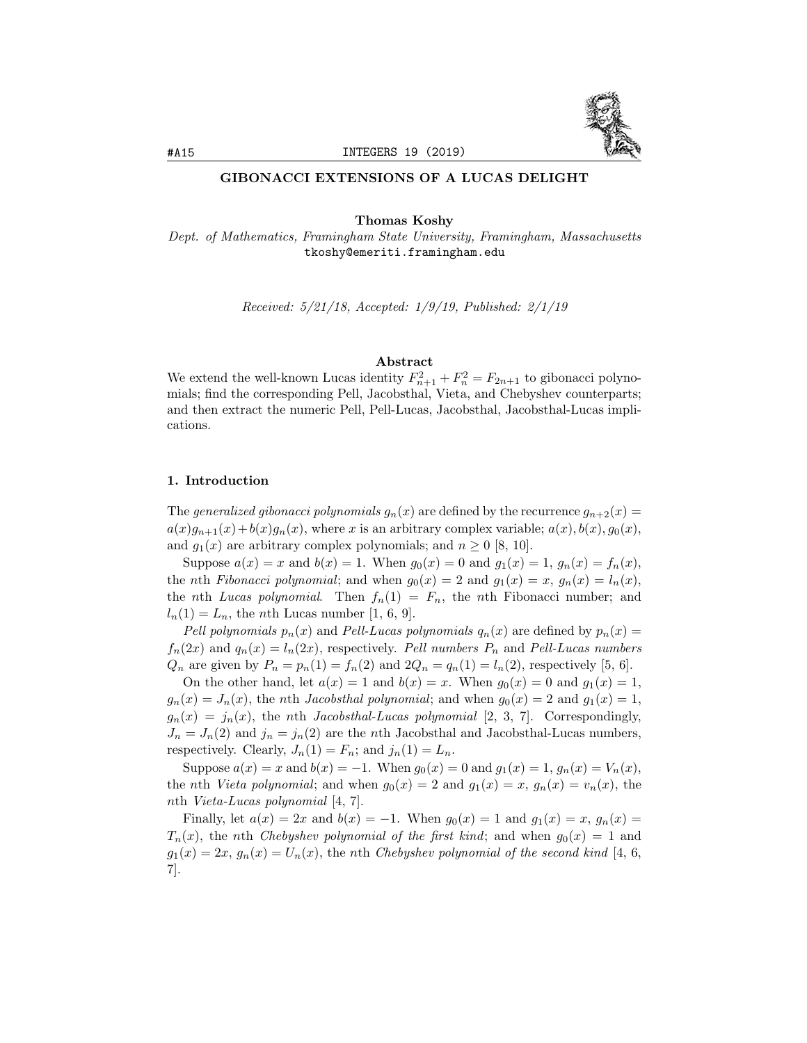# GIBONACCI EXTENSIONS OF A LUCAS DELIGHT

**Thomas Koshy**
*Dept. of Mathematics, Framingham State University, Framingham, Massachusetts*
tkoshy@emeriti.framingham.edu

*Received: 5/21/18, Accepted: 1/9/19, Published: 2/1/19*

### Abstract

We extend the well-known Lucas identity $F_{n+1}^2 + F_n^2 = F_{2n+1}$ to gibonacci polynomials; find the corresponding Pell, Jacobsthal, Vieta, and Chebyshev counterparts; and then extract the numeric Pell, Pell-Lucas, Jacobsthal, Jacobsthal-Lucas implications.

## 1. Introduction

The *generalized gibonacci polynomials* $g_n(x)$ are defined by the recurrence $g_{n+2}(x) = a(x)g_{n+1}(x) + b(x)g_n(x)$, where $x$ is an arbitrary complex variable; $a(x), b(x), g_0(x)$, and $g_1(x)$ are arbitrary complex polynomials; and $n \geq 0$ [8, 10].

Suppose $a(x) = x$ and $b(x) = 1$. When $g_0(x) = 0$ and $g_1(x) = 1$, $g_n(x) = f_n(x)$, the $n$th *Fibonacci polynomial*; and when $g_0(x) = 2$ and $g_1(x) = x$, $g_n(x) = l_n(x)$, the $n$th *Lucas polynomial*. Then $f_n(1) = F_n$, the $n$th Fibonacci number; and $l_n(1) = L_n$, the $n$th Lucas number [1, 6, 9].

*Pell polynomials* $p_n(x)$ and *Pell-Lucas polynomials* $q_n(x)$ are defined by $p_n(x) = f_n(2x)$ and $q_n(x) = l_n(2x)$, respectively. *Pell numbers* $P_n$ and *Pell-Lucas numbers* $Q_n$ are given by $P_n = p_n(1) = f_n(2)$ and $2Q_n = q_n(1) = l_n(2)$, respectively [5, 6].

On the other hand, let $a(x) = 1$ and $b(x) = x$. When $g_0(x) = 0$ and $g_1(x) = 1$, $g_n(x) = J_n(x)$, the $n$th *Jacobsthal polynomial*; and when $g_0(x) = 2$ and $g_1(x) = 1$, $g_n(x) = j_n(x)$, the $n$th *Jacobsthal-Lucas polynomial* [2, 3, 7]. Correspondingly, $J_n = J_n(2)$ and $j_n = j_n(2)$ are the $n$th Jacobsthal and Jacobsthal-Lucas numbers, respectively. Clearly, $J_n(1) = F_n$; and $j_n(1) = L_n$.

Suppose $a(x) = x$ and $b(x) = -1$. When $g_0(x) = 0$ and $g_1(x) = 1$, $g_n(x) = V_n(x)$, the $n$th *Vieta polynomial*; and when $g_0(x) = 2$ and $g_1(x) = x$, $g_n(x) = v_n(x)$, the $n$th *Vieta-Lucas polynomial* [4, 7].

Finally, let $a(x) = 2x$ and $b(x) = -1$. When $g_0(x) = 1$ and $g_1(x) = x$, $g_n(x) = T_n(x)$, the $n$th *Chebyshev polynomial of the first kind*; and when $g_0(x) = 1$ and $g_1(x) = 2x$, $g_n(x) = U_n(x)$, the $n$th *Chebyshev polynomial of the second kind* [4, 6, 7].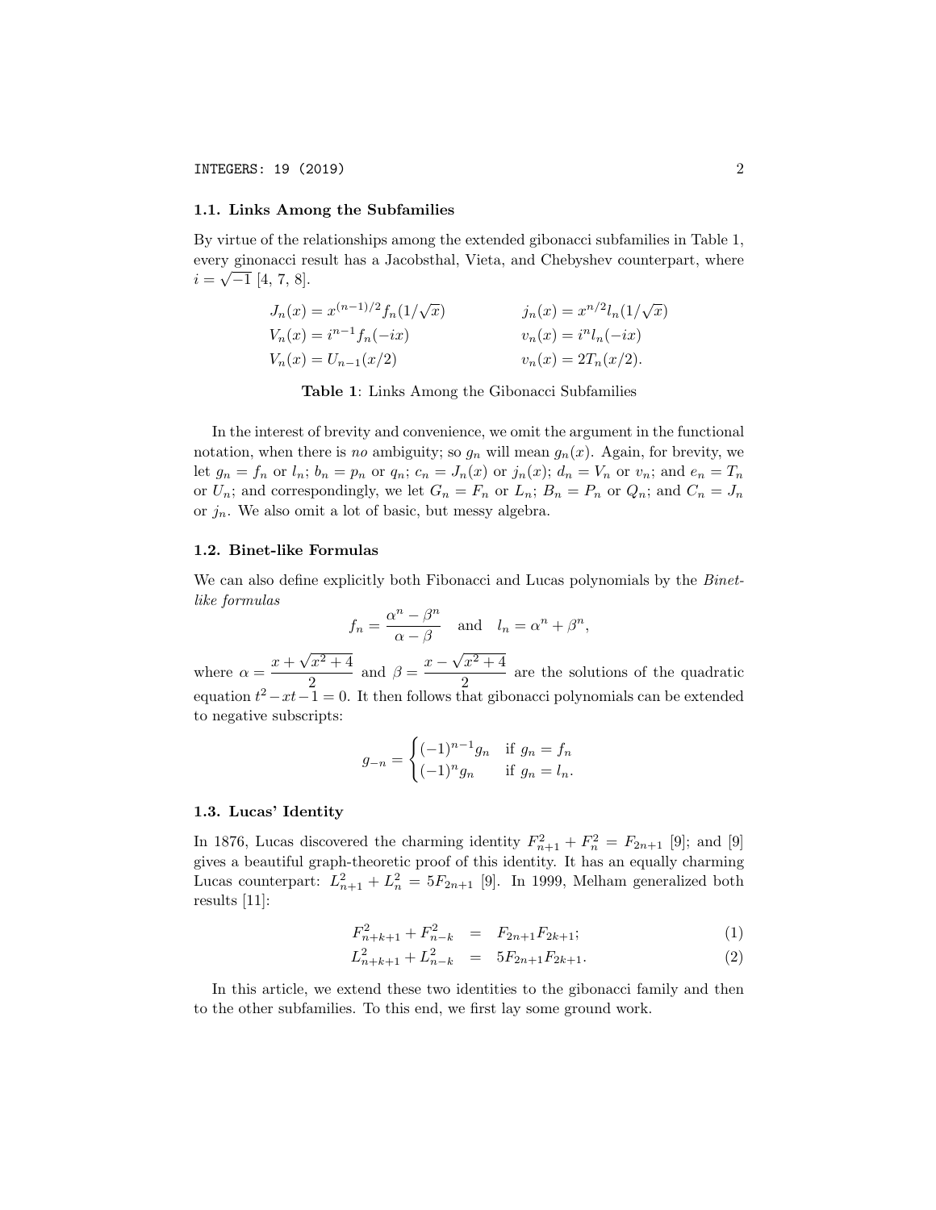### 1.1. Links Among the Subfamilies

By virtue of the relationships among the extended gibonacci subfamilies in Table 1, every ginonacci result has a Jacobsthal, Vieta, and Chebyshev counterpart, where $i = \sqrt{-1}$ [4, 7, 8].

| | |
|---|---|
| $J_n(x) = x^{(n-1)/2} f_n(1/\sqrt{x})$ | $j_n(x) = x^{n/2} l_n(1/\sqrt{x})$ |
| $V_n(x) = i^{n-1} f_n(-ix)$ | $v_n(x) = i^n l_n(-ix)$ |
| $V_n(x) = U_{n-1}(x/2)$ | $v_n(x) = 2T_n(x/2)$. |

**Table 1**: Links Among the Gibonacci Subfamilies

In the interest of brevity and convenience, we omit the argument in the functional notation, when there is *no* ambiguity; so $g_n$ will mean $g_n(x)$. Again, for brevity, we let $g_n = f_n$ or $l_n$; $b_n = p_n$ or $q_n$; $c_n = J_n(x)$ or $j_n(x)$; $d_n = V_n$ or $v_n$; and $e_n = T_n$ or $U_n$; and correspondingly, we let $G_n = F_n$ or $L_n$; $B_n = P_n$ or $Q_n$; and $C_n = J_n$ or $j_n$. We also omit a lot of basic, but messy algebra.

### 1.2. Binet-like Formulas

We can also define explicitly both Fibonacci and Lucas polynomials by the *Binet-like formulas*

$$f_n = \frac{\alpha^n - \beta^n}{\alpha - \beta} \quad \text{and} \quad l_n = \alpha^n + \beta^n,$$

where $\alpha = \dfrac{x + \sqrt{x^2+4}}{2}$ and $\beta = \dfrac{x - \sqrt{x^2+4}}{2}$ are the solutions of the quadratic equation $t^2 - xt - 1 = 0$. It then follows that gibonacci polynomials can be extended to negative subscripts:

$$g_{-n} = \begin{cases} (-1)^{n-1} g_n & \text{if } g_n = f_n \\ (-1)^n g_n & \text{if } g_n = l_n. \end{cases}$$

### 1.3. Lucas' Identity

In 1876, Lucas discovered the charming identity $F_{n+1}^2 + F_n^2 = F_{2n+1}$ [9]; and [9] gives a beautiful graph-theoretic proof of this identity. It has an equally charming Lucas counterpart: $L_{n+1}^2 + L_n^2 = 5F_{2n+1}$ [9]. In 1999, Melham generalized both results [11]:

$$F_{n+k+1}^2 + F_{n-k}^2 = F_{2n+1} F_{2k+1}; \tag{1}$$

$$L_{n+k+1}^2 + L_{n-k}^2 = 5F_{2n+1} F_{2k+1}. \tag{2}$$

In this article, we extend these two identities to the gibonacci family and then to the other subfamilies. To this end, we first lay some ground work.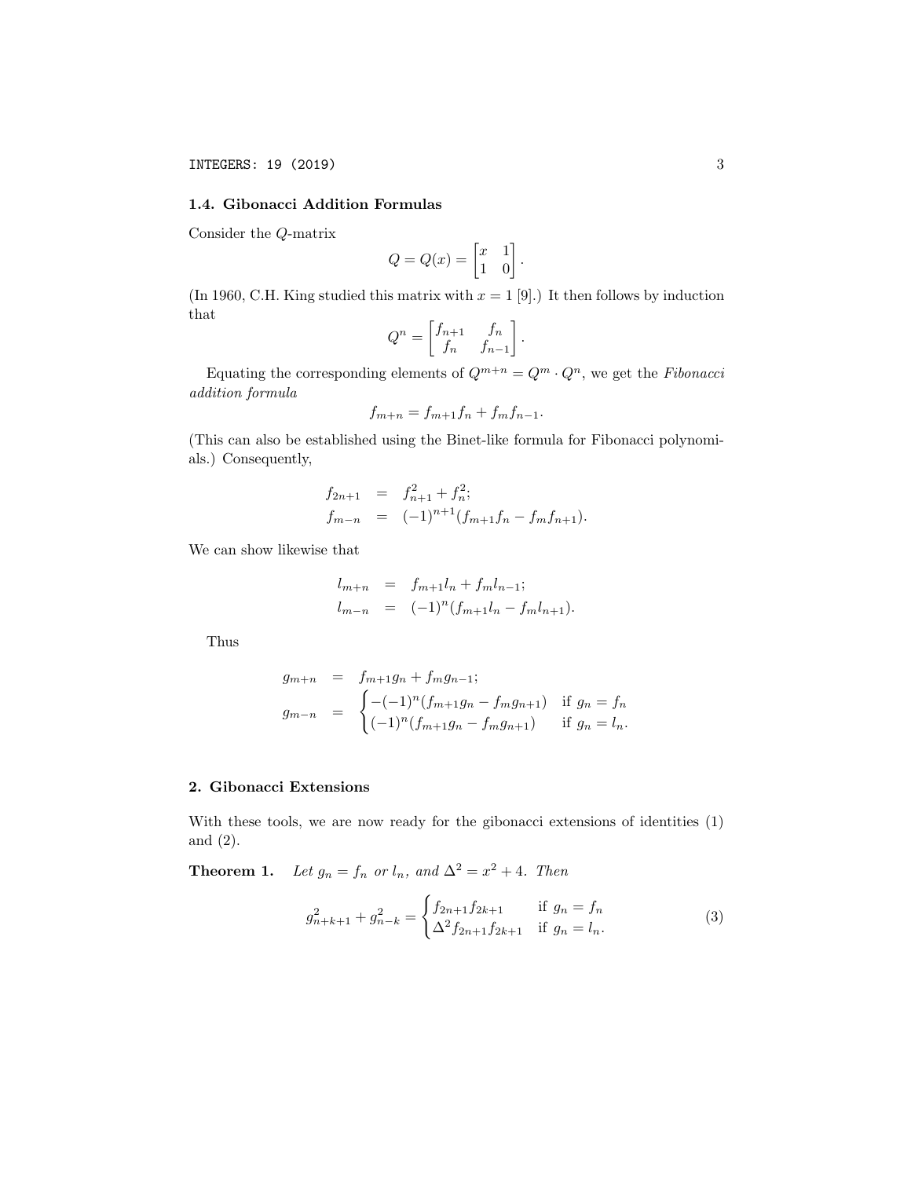### 1.4. Gibonacci Addition Formulas

Consider the $Q$-matrix

$$Q = Q(x) = \begin{bmatrix} x & 1 \\ 1 & 0 \end{bmatrix}.$$

(In 1960, C.H. King studied this matrix with $x = 1$ [9].) It then follows by induction that

$$Q^n = \begin{bmatrix} f_{n+1} & f_n \\ f_n & f_{n-1} \end{bmatrix}.$$

Equating the corresponding elements of $Q^{m+n} = Q^m \cdot Q^n$, we get the *Fibonacci addition formula*

$$f_{m+n} = f_{m+1}f_n + f_m f_{n-1}.$$

(This can also be established using the Binet-like formula for Fibonacci polynomials.) Consequently,

$$\begin{aligned} f_{2n+1} &= f_{n+1}^2 + f_n^2; \\ f_{m-n} &= (-1)^{n+1}(f_{m+1}f_n - f_m f_{n+1}). \end{aligned}$$

We can show likewise that

$$\begin{aligned} l_{m+n} &= f_{m+1}l_n + f_m l_{n-1}; \\ l_{m-n} &= (-1)^n(f_{m+1}l_n - f_m l_{n+1}). \end{aligned}$$

Thus

$$\begin{aligned} g_{m+n} &= f_{m+1}g_n + f_m g_{n-1}; \\ g_{m-n} &= \begin{cases} -(-1)^n(f_{m+1}g_n - f_m g_{n+1}) & \text{if } g_n = f_n \\ (-1)^n(f_{m+1}g_n - f_m g_{n+1}) & \text{if } g_n = l_n. \end{cases} \end{aligned}$$

## 2. Gibonacci Extensions

With these tools, we are now ready for the gibonacci extensions of identities (1) and (2).

**Theorem 1.** *Let $g_n = f_n$ or $l_n$, and $\Delta^2 = x^2 + 4$. Then*

$$g_{n+k+1}^2 + g_{n-k}^2 = \begin{cases} f_{2n+1}f_{2k+1} & \text{if } g_n = f_n \\ \Delta^2 f_{2n+1}f_{2k+1} & \text{if } g_n = l_n. \end{cases} \tag{3}$$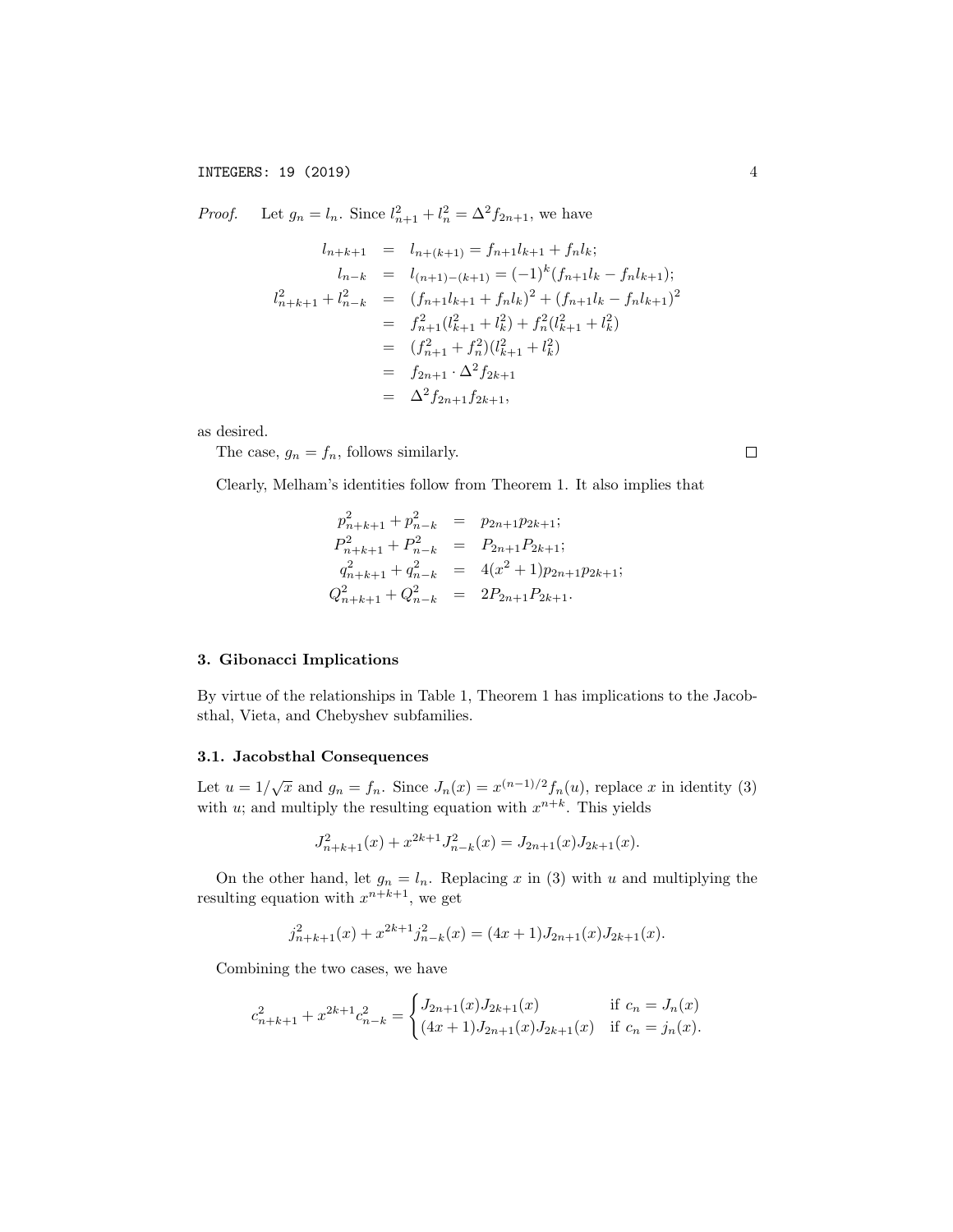*Proof.* Let $g_n = l_n$. Since $l_{n+1}^2 + l_n^2 = \Delta^2 f_{2n+1}$, we have

$$
\begin{aligned}
l_{n+k+1} &= l_{n+(k+1)} = f_{n+1}l_{k+1} + f_n l_k; \\
l_{n-k} &= l_{(n+1)-(k+1)} = (-1)^k(f_{n+1}l_k - f_n l_{k+1}); \\
l_{n+k+1}^2 + l_{n-k}^2 &= (f_{n+1}l_{k+1} + f_n l_k)^2 + (f_{n+1}l_k - f_n l_{k+1})^2 \\
&= f_{n+1}^2(l_{k+1}^2 + l_k^2) + f_n^2(l_{k+1}^2 + l_k^2) \\
&= (f_{n+1}^2 + f_n^2)(l_{k+1}^2 + l_k^2) \\
&= f_{2n+1} \cdot \Delta^2 f_{2k+1} \\
&= \Delta^2 f_{2n+1} f_{2k+1},
\end{aligned}
$$

as desired.

The case, $g_n = f_n$, follows similarly. □

Clearly, Melham's identities follow from Theorem 1. It also implies that

$$
\begin{aligned}
p_{n+k+1}^2 + p_{n-k}^2 &= p_{2n+1}p_{2k+1}; \\
P_{n+k+1}^2 + P_{n-k}^2 &= P_{2n+1}P_{2k+1}; \\
q_{n+k+1}^2 + q_{n-k}^2 &= 4(x^2+1)p_{2n+1}p_{2k+1}; \\
Q_{n+k+1}^2 + Q_{n-k}^2 &= 2P_{2n+1}P_{2k+1}.
\end{aligned}
$$

## 3. Gibonacci Implications

By virtue of the relationships in Table 1, Theorem 1 has implications to the Jacobsthal, Vieta, and Chebyshev subfamilies.

### 3.1. Jacobsthal Consequences

Let $u = 1/\sqrt{x}$ and $g_n = f_n$. Since $J_n(x) = x^{(n-1)/2} f_n(u)$, replace $x$ in identity (3) with $u$; and multiply the resulting equation with $x^{n+k}$. This yields

$$J_{n+k+1}^2(x) + x^{2k+1} J_{n-k}^2(x) = J_{2n+1}(x) J_{2k+1}(x).$$

On the other hand, let $g_n = l_n$. Replacing $x$ in (3) with $u$ and multiplying the resulting equation with $x^{n+k+1}$, we get

$$j_{n+k+1}^2(x) + x^{2k+1} j_{n-k}^2(x) = (4x+1) J_{2n+1}(x) J_{2k+1}(x).$$

Combining the two cases, we have

$$
c_{n+k+1}^2 + x^{2k+1} c_{n-k}^2 = \begin{cases} J_{2n+1}(x)J_{2k+1}(x) & \text{if } c_n = J_n(x) \\ (4x+1)J_{2n+1}(x)J_{2k+1}(x) & \text{if } c_n = j_n(x). \end{cases}
$$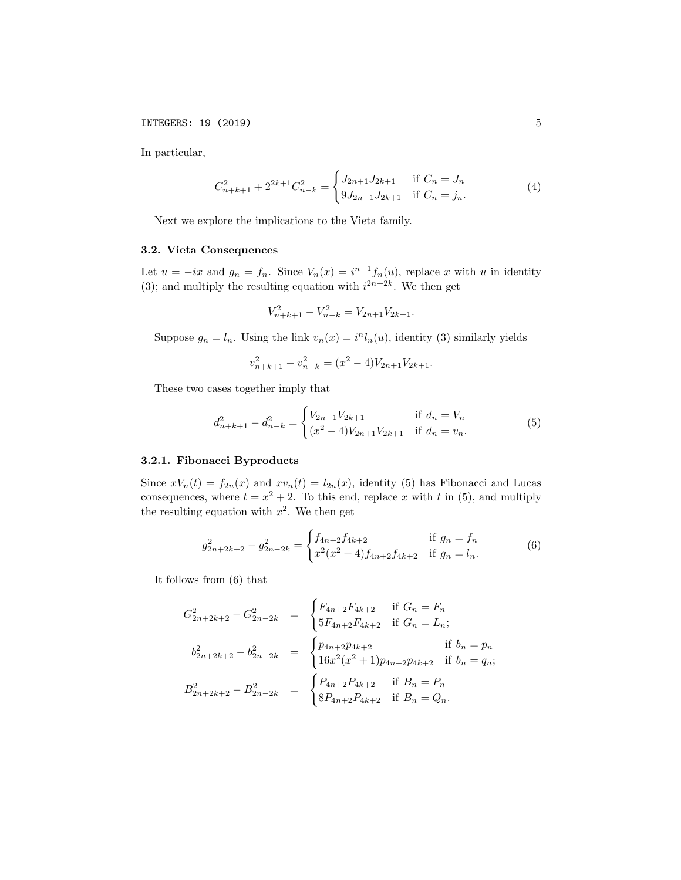In particular,

$$C_{n+k+1}^2 + 2^{2k+1}C_{n-k}^2 = \begin{cases} J_{2n+1}J_{2k+1} & \text{if } C_n = J_n \\ 9J_{2n+1}J_{2k+1} & \text{if } C_n = j_n. \end{cases} \tag{4}$$

Next we explore the implications to the Vieta family.

### 3.2. Vieta Consequences

Let $u = -ix$ and $g_n = f_n$. Since $V_n(x) = i^{n-1}f_n(u)$, replace $x$ with $u$ in identity (3); and multiply the resulting equation with $i^{2n+2k}$. We then get

$$V_{n+k+1}^2 - V_{n-k}^2 = V_{2n+1}V_{2k+1}.$$

Suppose $g_n = l_n$. Using the link $v_n(x) = i^n l_n(u)$, identity (3) similarly yields

$$v_{n+k+1}^2 - v_{n-k}^2 = (x^2-4)V_{2n+1}V_{2k+1}.$$

These two cases together imply that

$$d_{n+k+1}^2 - d_{n-k}^2 = \begin{cases} V_{2n+1}V_{2k+1} & \text{if } d_n = V_n \\ (x^2-4)V_{2n+1}V_{2k+1} & \text{if } d_n = v_n. \end{cases} \tag{5}$$

#### 3.2.1. Fibonacci Byproducts

Since $xV_n(t) = f_{2n}(x)$ and $xv_n(t) = l_{2n}(x)$, identity (5) has Fibonacci and Lucas consequences, where $t = x^2 + 2$. To this end, replace $x$ with $t$ in (5), and multiply the resulting equation with $x^2$. We then get

$$g_{2n+2k+2}^2 - g_{2n-2k}^2 = \begin{cases} f_{4n+2}f_{4k+2} & \text{if } g_n = f_n \\ x^2(x^2+4)f_{4n+2}f_{4k+2} & \text{if } g_n = l_n. \end{cases} \tag{6}$$

It follows from (6) that

$$G_{2n+2k+2}^2 - G_{2n-2k}^2 = \begin{cases} F_{4n+2}F_{4k+2} & \text{if } G_n = F_n \\ 5F_{4n+2}F_{4k+2} & \text{if } G_n = L_n; \end{cases}$$

$$b_{2n+2k+2}^2 - b_{2n-2k}^2 = \begin{cases} p_{4n+2}p_{4k+2} & \text{if } b_n = p_n \\ 16x^2(x^2+1)p_{4n+2}p_{4k+2} & \text{if } b_n = q_n; \end{cases}$$

$$B_{2n+2k+2}^2 - B_{2n-2k}^2 = \begin{cases} P_{4n+2}P_{4k+2} & \text{if } B_n = P_n \\ 8P_{4n+2}P_{4k+2} & \text{if } B_n = Q_n. \end{cases}$$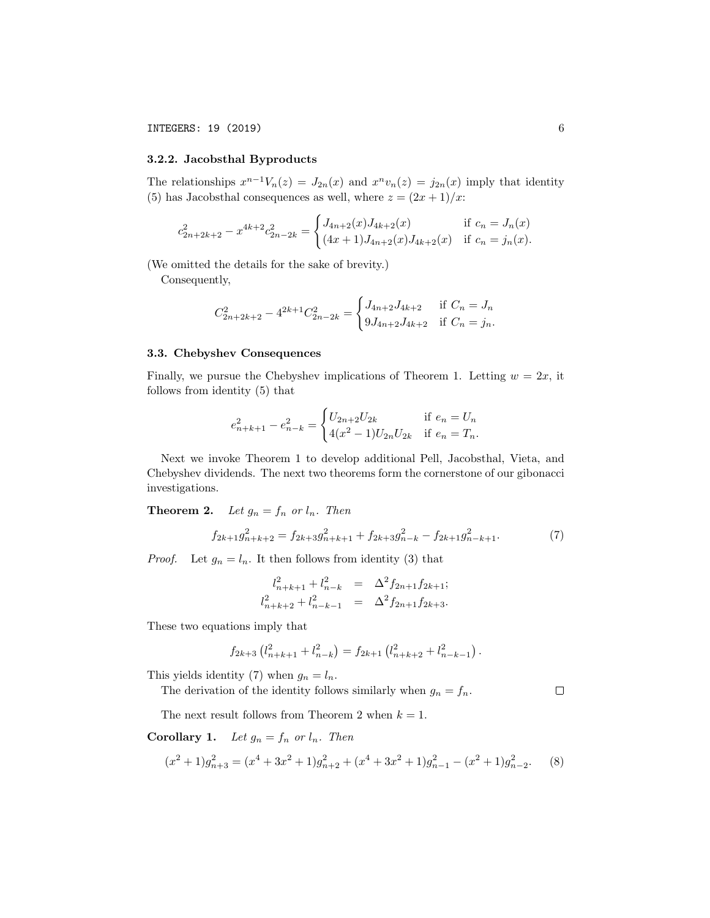#### 3.2.2. Jacobsthal Byproducts

The relationships $x^{n-1}V_n(z) = J_{2n}(x)$ and $x^n v_n(z) = j_{2n}(x)$ imply that identity (5) has Jacobsthal consequences as well, where $z = (2x+1)/x$:

$$c_{2n+2k+2}^2 - x^{4k+2}c_{2n-2k}^2 = \begin{cases} J_{4n+2}(x)J_{4k+2}(x) & \text{if } c_n = J_n(x) \\ (4x+1)J_{4n+2}(x)J_{4k+2}(x) & \text{if } c_n = j_n(x). \end{cases}$$

(We omitted the details for the sake of brevity.)

Consequently,

$$C_{2n+2k+2}^2 - 4^{2k+1}C_{2n-2k}^2 = \begin{cases} J_{4n+2}J_{4k+2} & \text{if } C_n = J_n \\ 9J_{4n+2}J_{4k+2} & \text{if } C_n = j_n. \end{cases}$$

### 3.3. Chebyshev Consequences

Finally, we pursue the Chebyshev implications of Theorem 1. Letting $w = 2x$, it follows from identity (5) that

$$e_{n+k+1}^2 - e_{n-k}^2 = \begin{cases} U_{2n+2}U_{2k} & \text{if } e_n = U_n \\ 4(x^2-1)U_{2n}U_{2k} & \text{if } e_n = T_n. \end{cases}$$

Next we invoke Theorem 1 to develop additional Pell, Jacobsthal, Vieta, and Chebyshev dividends. The next two theorems form the cornerstone of our gibonacci investigations.

**Theorem 2.** *Let $g_n = f_n$ or $l_n$. Then*

$$f_{2k+1}g_{n+k+2}^2 = f_{2k+3}g_{n+k+1}^2 + f_{2k+3}g_{n-k}^2 - f_{2k+1}g_{n-k+1}^2. \tag{7}$$

*Proof.* Let $g_n = l_n$. It then follows from identity (3) that

$$\begin{aligned} l_{n+k+1}^2 + l_{n-k}^2 &= \Delta^2 f_{2n+1}f_{2k+1}; \\ l_{n+k+2}^2 + l_{n-k-1}^2 &= \Delta^2 f_{2n+1}f_{2k+3}. \end{aligned}$$

These two equations imply that

$$f_{2k+3}\left(l_{n+k+1}^2 + l_{n-k}^2\right) = f_{2k+1}\left(l_{n+k+2}^2 + l_{n-k-1}^2\right).$$

This yields identity (7) when $g_n = l_n$.

The derivation of the identity follows similarly when $g_n = f_n$. $\square$

The next result follows from Theorem 2 when $k = 1$.

**Corollary 1.** *Let $g_n = f_n$ or $l_n$. Then*

$$(x^2+1)g_{n+3}^2 = (x^4+3x^2+1)g_{n+2}^2 + (x^4+3x^2+1)g_{n-1}^2 - (x^2+1)g_{n-2}^2. \tag{8}$$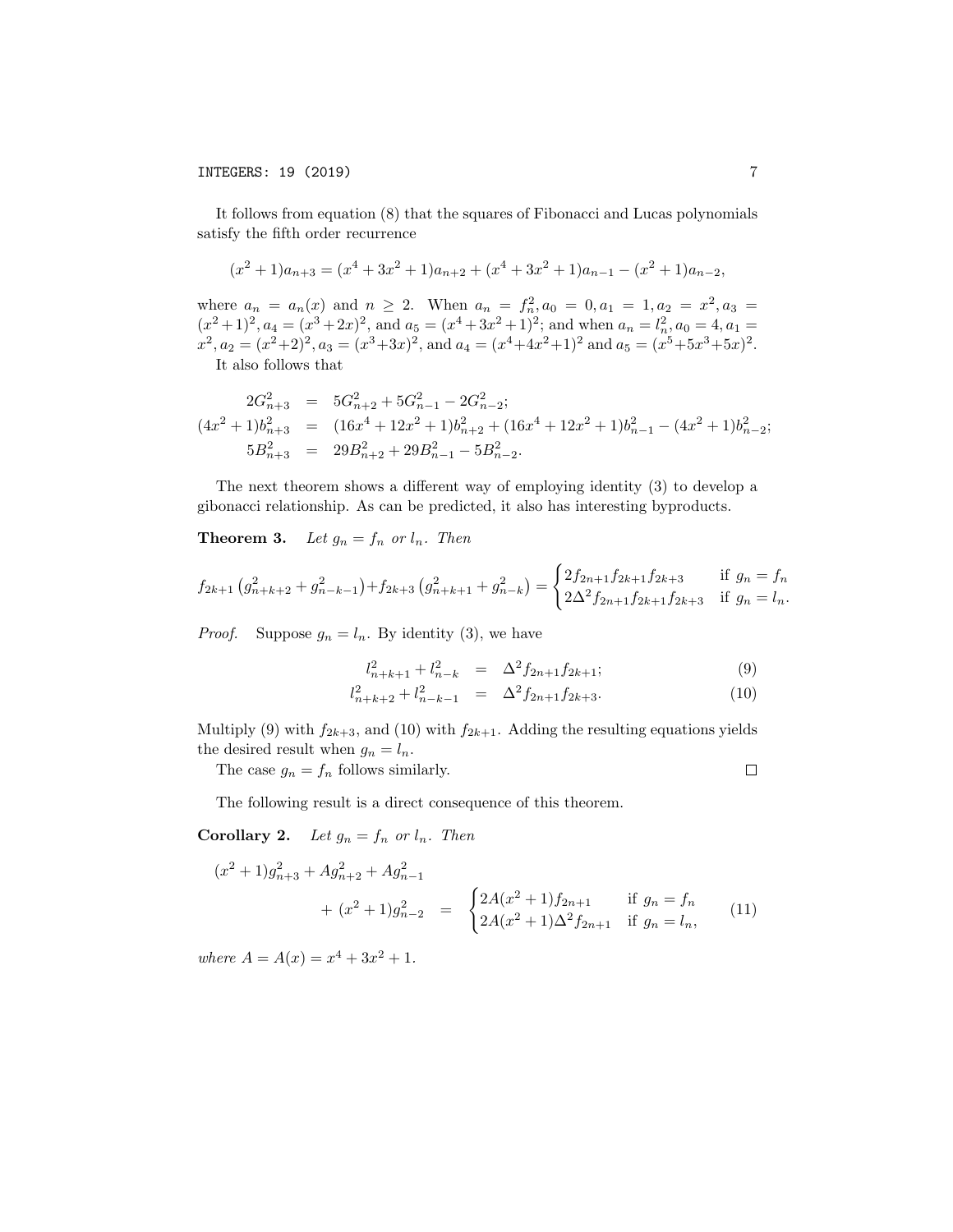It follows from equation (8) that the squares of Fibonacci and Lucas polynomials satisfy the fifth order recurrence

$$(x^2+1)a_{n+3} = (x^4+3x^2+1)a_{n+2} + (x^4+3x^2+1)a_{n-1} - (x^2+1)a_{n-2},$$

where $a_n = a_n(x)$ and $n \geq 2$. When $a_n = f_n^2, a_0 = 0, a_1 = 1, a_2 = x^2, a_3 = (x^2+1)^2, a_4 = (x^3+2x)^2$, and $a_5 = (x^4+3x^2+1)^2$; and when $a_n = l_n^2, a_0 = 4, a_1 = x^2, a_2 = (x^2+2)^2, a_3 = (x^3+3x)^2$, and $a_4 = (x^4+4x^2+1)^2$ and $a_5 = (x^5+5x^3+5x)^2$.

It also follows that

$$\begin{aligned}
2G_{n+3}^2 &= 5G_{n+2}^2 + 5G_{n-1}^2 - 2G_{n-2}^2;\\
(4x^2+1)b_{n+3}^2 &= (16x^4+12x^2+1)b_{n+2}^2 + (16x^4+12x^2+1)b_{n-1}^2 - (4x^2+1)b_{n-2}^2;\\
5B_{n+3}^2 &= 29B_{n+2}^2 + 29B_{n-1}^2 - 5B_{n-2}^2.
\end{aligned}$$

The next theorem shows a different way of employing identity (3) to develop a gibonacci relationship. As can be predicted, it also has interesting byproducts.

**Theorem 3.** *Let $g_n = f_n$ or $l_n$. Then*

$$f_{2k+1}\left(g_{n+k+2}^2 + g_{n-k-1}^2\right) + f_{2k+3}\left(g_{n+k+1}^2 + g_{n-k}^2\right) = \begin{cases} 2f_{2n+1}f_{2k+1}f_{2k+3} & \text{if } g_n = f_n \\ 2\Delta^2 f_{2n+1}f_{2k+1}f_{2k+3} & \text{if } g_n = l_n. \end{cases}$$

*Proof.* Suppose $g_n = l_n$. By identity (3), we have

$$\begin{aligned}
l_{n+k+1}^2 + l_{n-k}^2 &= \Delta^2 f_{2n+1}f_{2k+1}; &(9)\\
l_{n+k+2}^2 + l_{n-k-1}^2 &= \Delta^2 f_{2n+1}f_{2k+3}. &(10)
\end{aligned}$$

Multiply (9) with $f_{2k+3}$, and (10) with $f_{2k+1}$. Adding the resulting equations yields the desired result when $g_n = l_n$.

The case $g_n = f_n$ follows similarly. □

The following result is a direct consequence of this theorem.

**Corollary 2.** *Let $g_n = f_n$ or $l_n$. Then*

$$\begin{aligned}
(x^2+1)g_{n+3}^2 + Ag_{n+2}^2 + Ag_{n-1}^2 & \\
+ (x^2+1)g_{n-2}^2 &= \begin{cases} 2A(x^2+1)f_{2n+1} & \text{if } g_n = f_n \\ 2A(x^2+1)\Delta^2 f_{2n+1} & \text{if } g_n = l_n, \end{cases} \qquad (11)
\end{aligned}$$

*where $A = A(x) = x^4+3x^2+1$.*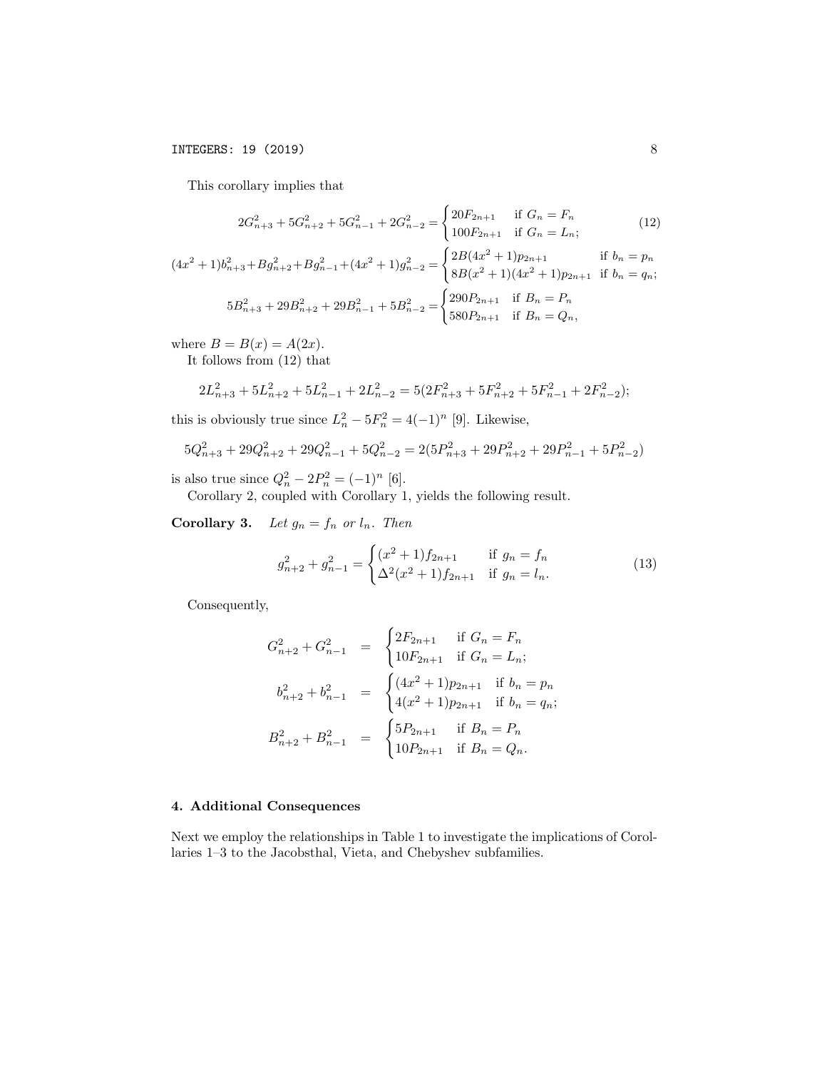This corollary implies that

$$2G_{n+3}^2 + 5G_{n+2}^2 + 5G_{n-1}^2 + 2G_{n-2}^2 = \begin{cases} 20F_{2n+1} & \text{if } G_n = F_n \\ 100F_{2n+1} & \text{if } G_n = L_n; \end{cases} \tag{12}$$

$$(4x^2+1)b_{n+3}^2 + Bg_{n+2}^2 + Bg_{n-1}^2 + (4x^2+1)g_{n-2}^2 = \begin{cases} 2B(4x^2+1)p_{2n+1} & \text{if } b_n = p_n \\ 8B(x^2+1)(4x^2+1)p_{2n+1} & \text{if } b_n = q_n; \end{cases}$$

$$5B_{n+3}^2 + 29B_{n+2}^2 + 29B_{n-1}^2 + 5B_{n-2}^2 = \begin{cases} 290P_{2n+1} & \text{if } B_n = P_n \\ 580P_{2n+1} & \text{if } B_n = Q_n, \end{cases}$$

where $B = B(x) = A(2x)$.

It follows from (12) that

$$2L_{n+3}^2 + 5L_{n+2}^2 + 5L_{n-1}^2 + 2L_{n-2}^2 = 5(2F_{n+3}^2 + 5F_{n+2}^2 + 5F_{n-1}^2 + 2F_{n-2}^2);$$

this is obviously true since $L_n^2 - 5F_n^2 = 4(-1)^n$ [9]. Likewise,

$$5Q_{n+3}^2 + 29Q_{n+2}^2 + 29Q_{n-1}^2 + 5Q_{n-2}^2 = 2(5P_{n+3}^2 + 29P_{n+2}^2 + 29P_{n-1}^2 + 5P_{n-2}^2)$$

is also true since $Q_n^2 - 2P_n^2 = (-1)^n$ [6].

Corollary 2, coupled with Corollary 1, yields the following result.

**Corollary 3.** *Let $g_n = f_n$ or $l_n$. Then*

$$g_{n+2}^2 + g_{n-1}^2 = \begin{cases} (x^2+1)f_{2n+1} & \text{if } g_n = f_n \\ \Delta^2(x^2+1)f_{2n+1} & \text{if } g_n = l_n. \end{cases} \tag{13}$$

Consequently,

$$\begin{aligned} G_{n+2}^2 + G_{n-1}^2 &= \begin{cases} 2F_{2n+1} & \text{if } G_n = F_n \\ 10F_{2n+1} & \text{if } G_n = L_n; \end{cases} \\ b_{n+2}^2 + b_{n-1}^2 &= \begin{cases} (4x^2+1)p_{2n+1} & \text{if } b_n = p_n \\ 4(x^2+1)p_{2n+1} & \text{if } b_n = q_n; \end{cases} \\ B_{n+2}^2 + B_{n-1}^2 &= \begin{cases} 5P_{2n+1} & \text{if } B_n = P_n \\ 10P_{2n+1} & \text{if } B_n = Q_n. \end{cases} \end{aligned}$$

## 4. Additional Consequences

Next we employ the relationships in Table 1 to investigate the implications of Corollaries 1–3 to the Jacobsthal, Vieta, and Chebyshev subfamilies.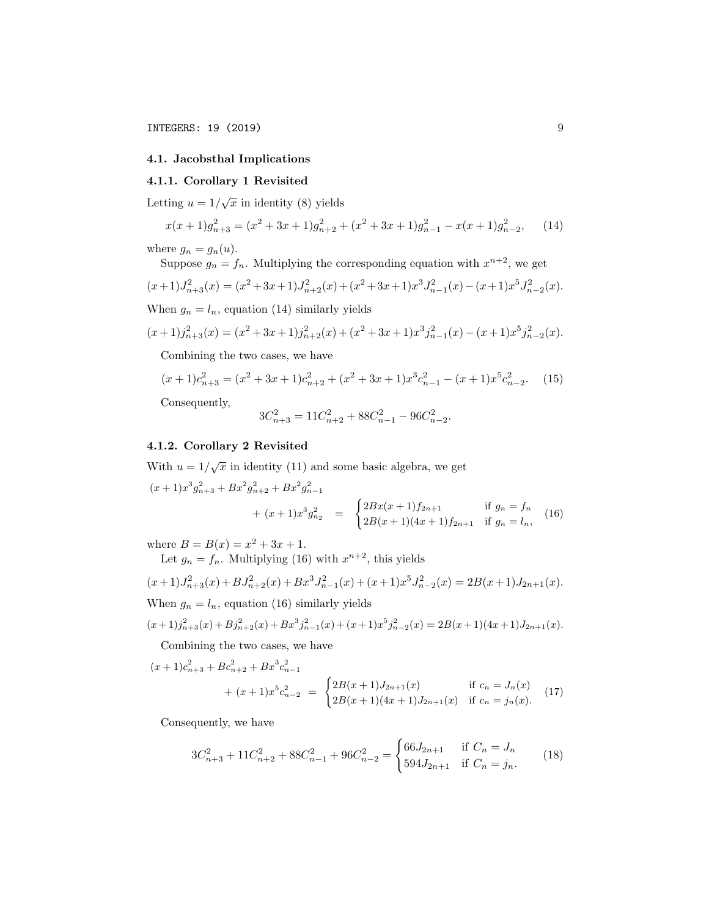### 4.1. Jacobsthal Implications

#### 4.1.1. Corollary 1 Revisited

Letting $u = 1/\sqrt{x}$ in identity (8) yields

$$x(x+1)g_{n+3}^2 = (x^2+3x+1)g_{n+2}^2 + (x^2+3x+1)g_{n-1}^2 - x(x+1)g_{n-2}^2, \qquad (14)$$

where $g_n = g_n(u)$.

Suppose $g_n = f_n$. Multiplying the corresponding equation with $x^{n+2}$, we get

$$(x+1)J_{n+3}^2(x) = (x^2+3x+1)J_{n+2}^2(x) + (x^2+3x+1)x^3J_{n-1}^2(x) - (x+1)x^5J_{n-2}^2(x).$$

When $g_n = l_n$, equation (14) similarly yields

$$(x+1)j_{n+3}^2(x) = (x^2+3x+1)j_{n+2}^2(x) + (x^2+3x+1)x^3j_{n-1}^2(x) - (x+1)x^5j_{n-2}^2(x).$$

Combining the two cases, we have

$$(x+1)c_{n+3}^2 = (x^2+3x+1)c_{n+2}^2 + (x^2+3x+1)x^3c_{n-1}^2 - (x+1)x^5c_{n-2}^2. \qquad (15)$$

Consequently,

$$3C_{n+3}^2 = 11C_{n+2}^2 + 88C_{n-1}^2 - 96C_{n-2}^2.$$

#### 4.1.2. Corollary 2 Revisited

With $u = 1/\sqrt{x}$ in identity (11) and some basic algebra, we get

$$(x+1)x^3g_{n+3}^2 + Bx^2g_{n+2}^2 + Bx^2g_{n-1}^2 + (x+1)x^3g_{n_2}^2 = \begin{cases} 2Bx(x+1)f_{2n+1} & \text{if } g_n = f_n \\ 2B(x+1)(4x+1)f_{2n+1} & \text{if } g_n = l_n, \end{cases} \qquad (16)$$

where $B = B(x) = x^2 + 3x + 1$.

Let $g_n = f_n$. Multiplying (16) with $x^{n+2}$, this yields

$$(x+1)J_{n+3}^2(x) + BJ_{n+2}^2(x) + Bx^3J_{n-1}^2(x) + (x+1)x^5J_{n-2}^2(x) = 2B(x+1)J_{2n+1}(x).$$

When $g_n = l_n$, equation (16) similarly yields

$$(x+1)j_{n+3}^2(x) + Bj_{n+2}^2(x) + Bx^3j_{n-1}^2(x) + (x+1)x^5j_{n-2}^2(x) = 2B(x+1)(4x+1)J_{2n+1}(x).$$

Combining the two cases, we have

$$(x+1)c_{n+3}^2 + Bc_{n+2}^2 + Bx^3c_{n-1}^2 + (x+1)x^5c_{n-2}^2 = \begin{cases} 2B(x+1)J_{2n+1}(x) & \text{if } c_n = J_n(x) \\ 2B(x+1)(4x+1)J_{2n+1}(x) & \text{if } c_n = j_n(x). \end{cases} \qquad (17)$$

Consequently, we have

$$3C_{n+3}^2 + 11C_{n+2}^2 + 88C_{n-1}^2 + 96C_{n-2}^2 = \begin{cases} 66J_{2n+1} & \text{if } C_n = J_n \\ 594J_{2n+1} & \text{if } C_n = j_n. \end{cases} \qquad (18)$$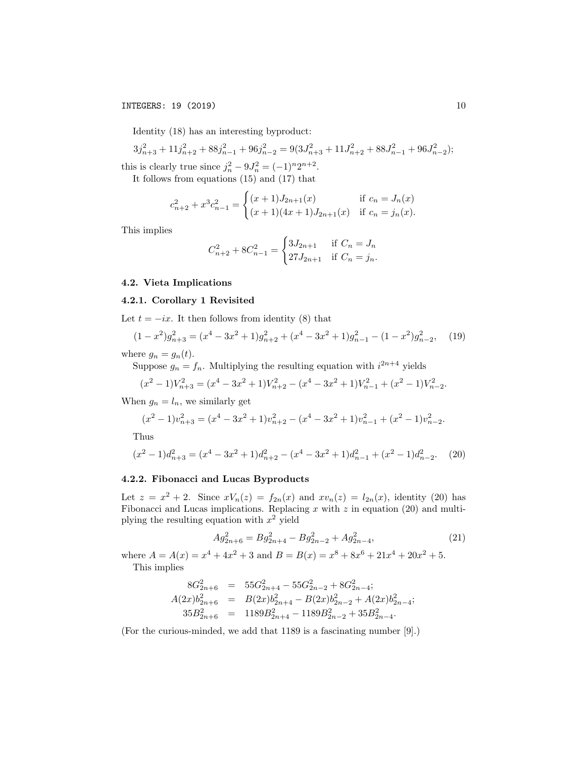Identity (18) has an interesting byproduct:

$$3j_{n+3}^2 + 11j_{n+2}^2 + 88j_{n-1}^2 + 96j_{n-2}^2 = 9(3J_{n+3}^2 + 11J_{n+2}^2 + 88J_{n-1}^2 + 96J_{n-2}^2);$$

this is clearly true since $j_n^2 - 9J_n^2 = (-1)^n 2^{n+2}$.

It follows from equations (15) and (17) that

$$c_{n+2}^2 + x^3 c_{n-1}^2 = \begin{cases} (x+1)J_{2n+1}(x) & \text{if } c_n = J_n(x) \\ (x+1)(4x+1)J_{2n+1}(x) & \text{if } c_n = j_n(x). \end{cases}$$

This implies

$$C_{n+2}^2 + 8C_{n-1}^2 = \begin{cases} 3J_{2n+1} & \text{if } C_n = J_n \\ 27J_{2n+1} & \text{if } C_n = j_n. \end{cases}$$

### 4.2. Vieta Implications

#### 4.2.1. Corollary 1 Revisited

Let $t = -ix$. It then follows from identity (8) that

$$(1-x^2)g_{n+3}^2 = (x^4 - 3x^2 + 1)g_{n+2}^2 + (x^4 - 3x^2 + 1)g_{n-1}^2 - (1-x^2)g_{n-2}^2, \quad (19)$$

where $g_n = g_n(t)$.

Suppose $g_n = f_n$. Multiplying the resulting equation with $i^{2n+4}$ yields

$$(x^2 - 1)V_{n+3}^2 = (x^4 - 3x^2 + 1)V_{n+2}^2 - (x^4 - 3x^2 + 1)V_{n-1}^2 + (x^2 - 1)V_{n-2}^2.$$

When $g_n = l_n$, we similarly get

$$(x^2 - 1)v_{n+3}^2 = (x^4 - 3x^2 + 1)v_{n+2}^2 - (x^4 - 3x^2 + 1)v_{n-1}^2 + (x^2 - 1)v_{n-2}^2.$$

Thus

$$(x^2 - 1)d_{n+3}^2 = (x^4 - 3x^2 + 1)d_{n+2}^2 - (x^4 - 3x^2 + 1)d_{n-1}^2 + (x^2 - 1)d_{n-2}^2. \quad (20)$$

#### 4.2.2. Fibonacci and Lucas Byproducts

Let $z = x^2 + 2$. Since $xV_n(z) = f_{2n}(x)$ and $xv_n(z) = l_{2n}(x)$, identity (20) has Fibonacci and Lucas implications. Replacing $x$ with $z$ in equation (20) and multiplying the resulting equation with $x^2$ yield

$$Ag_{2n+6}^2 = Bg_{2n+4}^2 - Bg_{2n-2}^2 + Ag_{2n-4}^2, \quad (21)$$

where $A = A(x) = x^4 + 4x^2 + 3$ and $B = B(x) = x^8 + 8x^6 + 21x^4 + 20x^2 + 5$.

This implies

$$\begin{aligned} 8G_{2n+6}^2 &= 55G_{2n+4}^2 - 55G_{2n-2}^2 + 8G_{2n-4}^2; \\ A(2x)b_{2n+6}^2 &= B(2x)b_{2n+4}^2 - B(2x)b_{2n-2}^2 + A(2x)b_{2n-4}^2; \\ 35B_{2n+6}^2 &= 1189B_{2n+4}^2 - 1189B_{2n-2}^2 + 35B_{2n-4}^2. \end{aligned}$$

(For the curious-minded, we add that 1189 is a fascinating number [9].)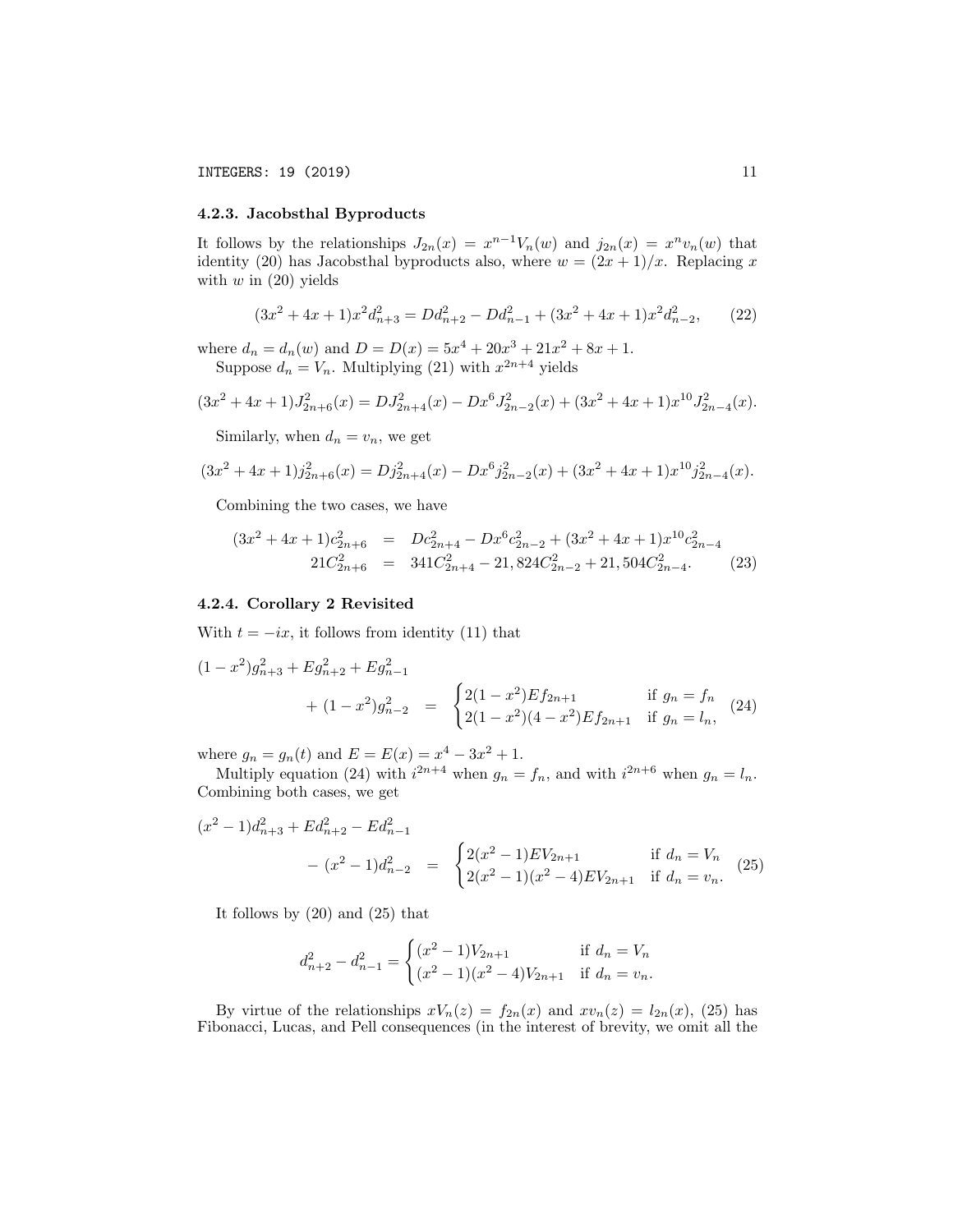### 4.2.3. Jacobsthal Byproducts

It follows by the relationships $J_{2n}(x) = x^{n-1}V_n(w)$ and $j_{2n}(x) = x^n v_n(w)$ that identity (20) has Jacobsthal byproducts also, where $w = (2x+1)/x$. Replacing $x$ with $w$ in (20) yields

$$(3x^2 + 4x + 1)x^2 d_{n+3}^2 = Dd_{n+2}^2 - Dd_{n-1}^2 + (3x^2 + 4x + 1)x^2 d_{n-2}^2, \tag{22}$$

where $d_n = d_n(w)$ and $D = D(x) = 5x^4 + 20x^3 + 21x^2 + 8x + 1$.

Suppose $d_n = V_n$. Multiplying (21) with $x^{2n+4}$ yields

$$(3x^2 + 4x + 1)J_{2n+6}^2(x) = DJ_{2n+4}^2(x) - Dx^6 J_{2n-2}^2(x) + (3x^2 + 4x + 1)x^{10} J_{2n-4}^2(x).$$

Similarly, when $d_n = v_n$, we get

$$(3x^2 + 4x + 1)j_{2n+6}^2(x) = Dj_{2n+4}^2(x) - Dx^6 j_{2n-2}^2(x) + (3x^2 + 4x + 1)x^{10} j_{2n-4}^2(x).$$

Combining the two cases, we have

$$\begin{aligned} (3x^2 + 4x + 1)c_{2n+6}^2 &= Dc_{2n+4}^2 - Dx^6 c_{2n-2}^2 + (3x^2 + 4x + 1)x^{10} c_{2n-4}^2 \\ 21C_{2n+6}^2 &= 341C_{2n+4}^2 - 21{,}824C_{2n-2}^2 + 21{,}504C_{2n-4}^2. \end{aligned} \tag{23}$$

### 4.2.4. Corollary 2 Revisited

With $t = -ix$, it follows from identity (11) that

$$\begin{aligned} (1 - x^2)g_{n+3}^2 &+ Eg_{n+2}^2 + Eg_{n-1}^2 \\ &+ (1 - x^2)g_{n-2}^2 \quad = \quad \begin{cases} 2(1 - x^2)Ef_{2n+1} & \text{if } g_n = f_n \\ 2(1 - x^2)(4 - x^2)Ef_{2n+1} & \text{if } g_n = l_n, \end{cases} \end{aligned} \tag{24}$$

where $g_n = g_n(t)$ and $E = E(x) = x^4 - 3x^2 + 1$.

Multiply equation (24) with $i^{2n+4}$ when $g_n = f_n$, and with $i^{2n+6}$ when $g_n = l_n$. Combining both cases, we get

$$\begin{aligned} (x^2 - 1)d_{n+3}^2 &+ Ed_{n+2}^2 - Ed_{n-1}^2 \\ &- (x^2 - 1)d_{n-2}^2 \quad = \quad \begin{cases} 2(x^2 - 1)EV_{2n+1} & \text{if } d_n = V_n \\ 2(x^2 - 1)(x^2 - 4)EV_{2n+1} & \text{if } d_n = v_n. \end{cases} \end{aligned} \tag{25}$$

It follows by (20) and (25) that

$$d_{n+2}^2 - d_{n-1}^2 = \begin{cases} (x^2 - 1)V_{2n+1} & \text{if } d_n = V_n \\ (x^2 - 1)(x^2 - 4)V_{2n+1} & \text{if } d_n = v_n. \end{cases}$$

By virtue of the relationships $xV_n(z) = f_{2n}(x)$ and $xv_n(z) = l_{2n}(x)$, (25) has Fibonacci, Lucas, and Pell consequences (in the interest of brevity, we omit all the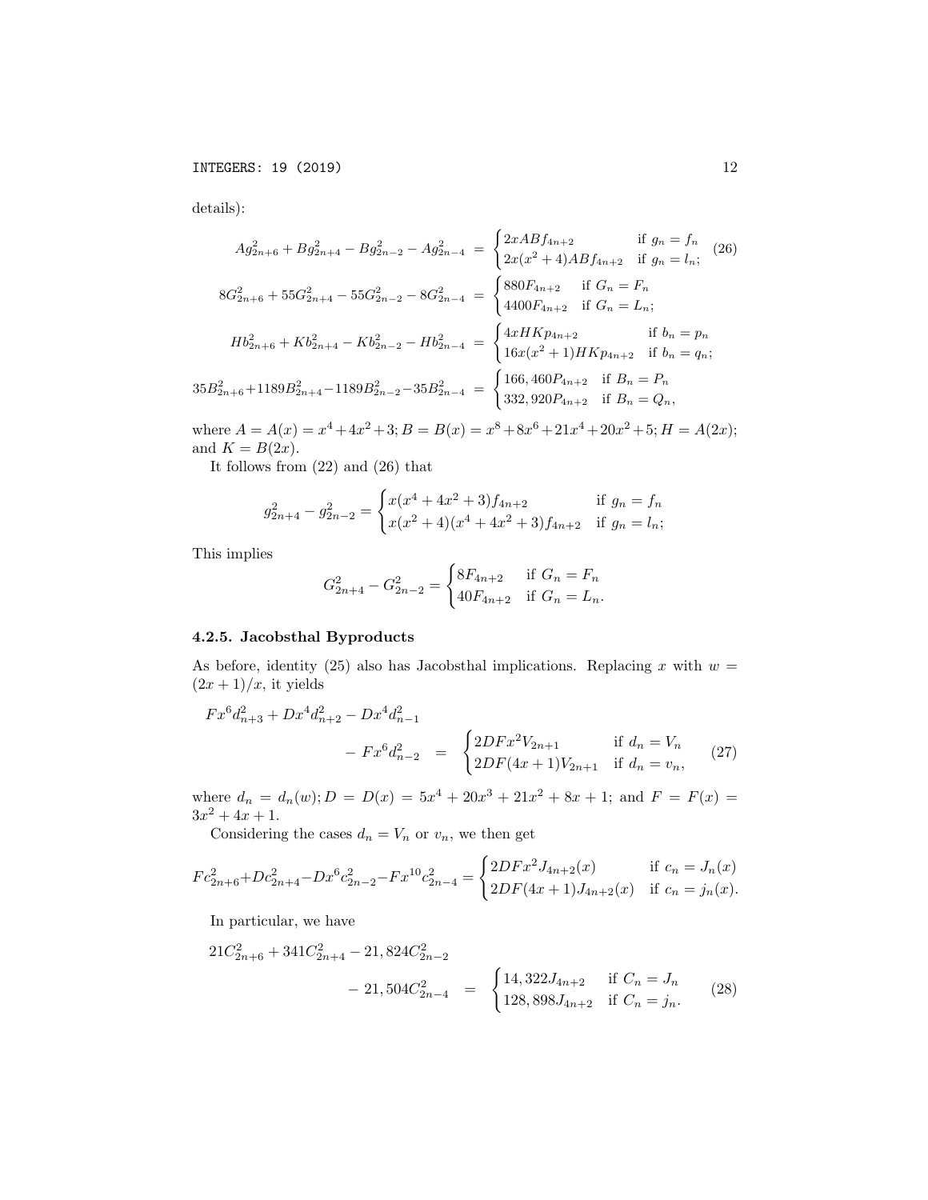details):

$$
\begin{aligned}
Ag_{2n+6}^2 + Bg_{2n+4}^2 - Bg_{2n-2}^2 - Ag_{2n-4}^2 &= \begin{cases} 2xABf_{4n+2} & \text{if } g_n = f_n \\ 2x(x^2+4)ABf_{4n+2} & \text{if } g_n = l_n; \end{cases} \qquad (26) \\
8G_{2n+6}^2 + 55G_{2n+4}^2 - 55G_{2n-2}^2 - 8G_{2n-4}^2 &= \begin{cases} 880F_{4n+2} & \text{if } G_n = F_n \\ 4400F_{4n+2} & \text{if } G_n = L_n; \end{cases} \\
Hb_{2n+6}^2 + Kb_{2n+4}^2 - Kb_{2n-2}^2 - Hb_{2n-4}^2 &= \begin{cases} 4xHKp_{4n+2} & \text{if } b_n = p_n \\ 16x(x^2+1)HKp_{4n+2} & \text{if } b_n = q_n; \end{cases} \\
35B_{2n+6}^2 + 1189B_{2n+4}^2 - 1189B_{2n-2}^2 - 35B_{2n-4}^2 &= \begin{cases} 166,460P_{4n+2} & \text{if } B_n = P_n \\ 332,920P_{4n+2} & \text{if } B_n = Q_n, \end{cases}
\end{aligned}
$$

where $A = A(x) = x^4 + 4x^2 + 3$; $B = B(x) = x^8 + 8x^6 + 21x^4 + 20x^2 + 5$; $H = A(2x)$; and $K = B(2x)$.

It follows from (22) and (26) that

$$
g_{2n+4}^2 - g_{2n-2}^2 = \begin{cases} x(x^4 + 4x^2 + 3)f_{4n+2} & \text{if } g_n = f_n \\ x(x^2+4)(x^4 + 4x^2 + 3)f_{4n+2} & \text{if } g_n = l_n; \end{cases}
$$

This implies

$$
G_{2n+4}^2 - G_{2n-2}^2 = \begin{cases} 8F_{4n+2} & \text{if } G_n = F_n \\ 40F_{4n+2} & \text{if } G_n = L_n. \end{cases}
$$

### 4.2.5. Jacobsthal Byproducts

As before, identity (25) also has Jacobsthal implications. Replacing $x$ with $w = (2x+1)/x$, it yields

$$
Fx^6 d_{n+3}^2 + Dx^4 d_{n+2}^2 - Dx^4 d_{n-1}^2 - Fx^6 d_{n-2}^2 = \begin{cases} 2DFx^2 V_{2n+1} & \text{if } d_n = V_n \\ 2DF(4x+1)V_{2n+1} & \text{if } d_n = v_n, \end{cases} \qquad (27)
$$

where $d_n = d_n(w)$; $D = D(x) = 5x^4 + 20x^3 + 21x^2 + 8x + 1$; and $F = F(x) = 3x^2 + 4x + 1$.

Considering the cases $d_n = V_n$ or $v_n$, we then get

$$
Fc_{2n+6}^2 + Dc_{2n+4}^2 - Dx^6 c_{2n-2}^2 - Fx^{10} c_{2n-4}^2 = \begin{cases} 2DFx^2 J_{4n+2}(x) & \text{if } c_n = J_n(x) \\ 2DF(4x+1)J_{4n+2}(x) & \text{if } c_n = j_n(x). \end{cases}
$$

In particular, we have

$$
21C_{2n+6}^2 + 341C_{2n+4}^2 - 21,824C_{2n-2}^2 - 21,504C_{2n-4}^2 = \begin{cases} 14,322J_{4n+2} & \text{if } C_n = J_n \\ 128,898J_{4n+2} & \text{if } C_n = j_n. \end{cases} \qquad (28)
$$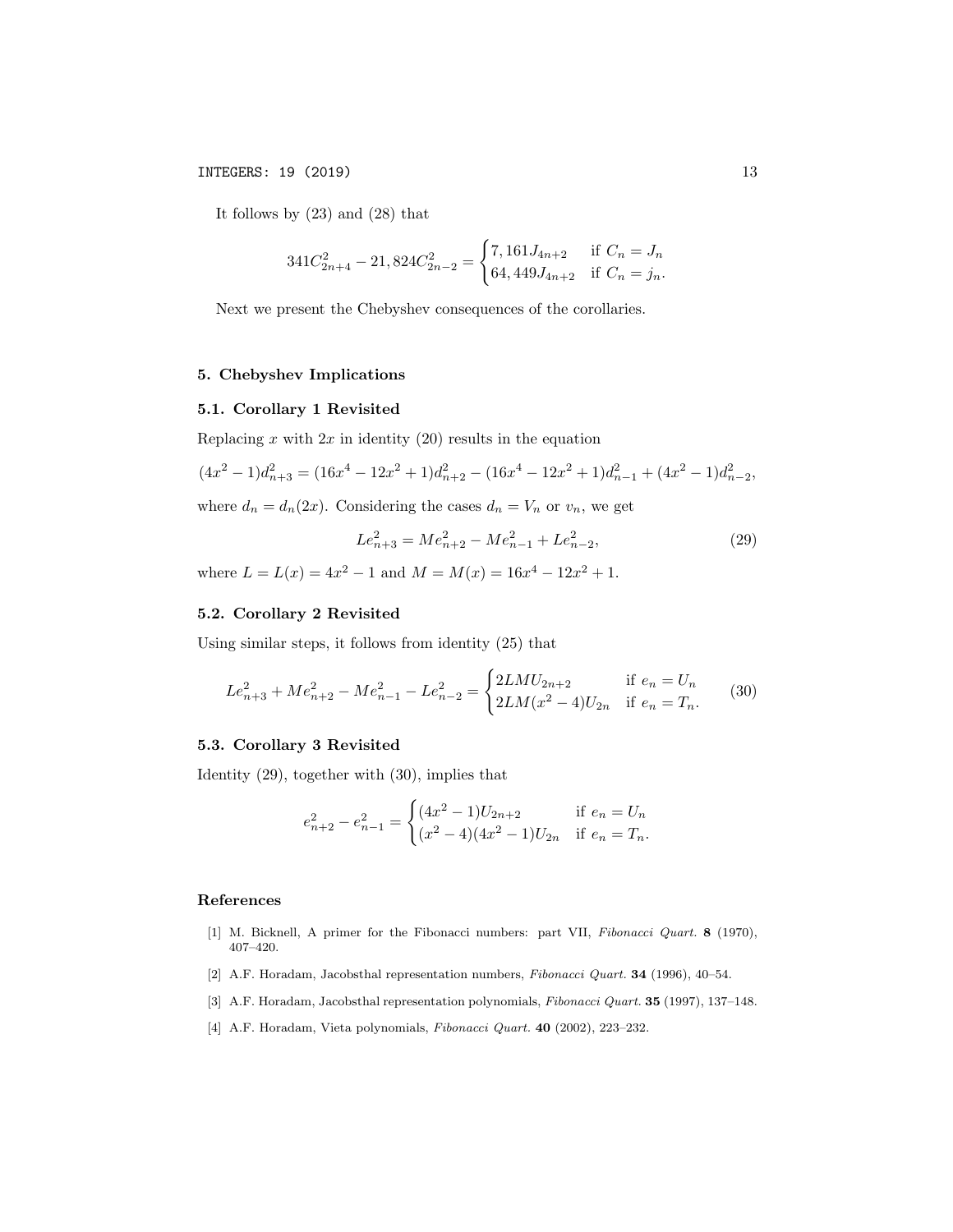It follows by (23) and (28) that

$$341C_{2n+4}^2 - 21,824C_{2n-2}^2 = \begin{cases} 7,161J_{4n+2} & \text{if } C_n = J_n \\ 64,449J_{4n+2} & \text{if } C_n = j_n. \end{cases}$$

Next we present the Chebyshev consequences of the corollaries.

## 5. Chebyshev Implications

### 5.1. Corollary 1 Revisited

Replacing $x$ with $2x$ in identity (20) results in the equation

$$(4x^2-1)d_{n+3}^2 = (16x^4-12x^2+1)d_{n+2}^2 - (16x^4-12x^2+1)d_{n-1}^2 + (4x^2-1)d_{n-2}^2,$$

where $d_n = d_n(2x)$. Considering the cases $d_n = V_n$ or $v_n$, we get

$$Le_{n+3}^2 = Me_{n+2}^2 - Me_{n-1}^2 + Le_{n-2}^2, \tag{29}$$

where $L = L(x) = 4x^2 - 1$ and $M = M(x) = 16x^4 - 12x^2 + 1$.

### 5.2. Corollary 2 Revisited

Using similar steps, it follows from identity (25) that

$$Le_{n+3}^2 + Me_{n+2}^2 - Me_{n-1}^2 - Le_{n-2}^2 = \begin{cases} 2LMU_{2n+2} & \text{if } e_n = U_n \\ 2LM(x^2-4)U_{2n} & \text{if } e_n = T_n. \end{cases} \tag{30}$$

### 5.3. Corollary 3 Revisited

Identity (29), together with (30), implies that

$$e_{n+2}^2 - e_{n-1}^2 = \begin{cases} (4x^2-1)U_{2n+2} & \text{if } e_n = U_n \\ (x^2-4)(4x^2-1)U_{2n} & \text{if } e_n = T_n. \end{cases}$$

## References

[1] M. Bicknell, A primer for the Fibonacci numbers: part VII, *Fibonacci Quart.* **8** (1970), 407–420.

[2] A.F. Horadam, Jacobsthal representation numbers, *Fibonacci Quart.* **34** (1996), 40–54.

[3] A.F. Horadam, Jacobsthal representation polynomials, *Fibonacci Quart.* **35** (1997), 137–148.

[4] A.F. Horadam, Vieta polynomials, *Fibonacci Quart.* **40** (2002), 223–232.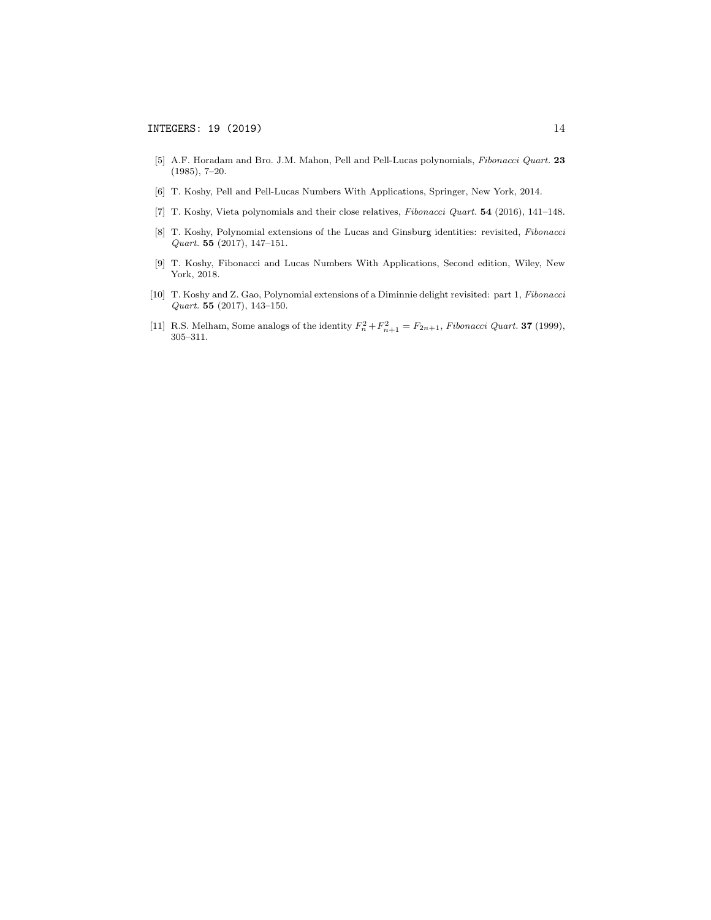[5] A.F. Horadam and Bro. J.M. Mahon, Pell and Pell-Lucas polynomials, *Fibonacci Quart.* **23** (1985), 7–20.

[6] T. Koshy, Pell and Pell-Lucas Numbers With Applications, Springer, New York, 2014.

[7] T. Koshy, Vieta polynomials and their close relatives, *Fibonacci Quart.* **54** (2016), 141–148.

[8] T. Koshy, Polynomial extensions of the Lucas and Ginsburg identities: revisited, *Fibonacci Quart.* **55** (2017), 147–151.

[9] T. Koshy, Fibonacci and Lucas Numbers With Applications, Second edition, Wiley, New York, 2018.

[10] T. Koshy and Z. Gao, Polynomial extensions of a Diminnie delight revisited: part 1, *Fibonacci Quart.* **55** (2017), 143–150.

[11] R.S. Melham, Some analogs of the identity $F_n^2 + F_{n+1}^2 = F_{2n+1}$, *Fibonacci Quart.* **37** (1999), 305–311.